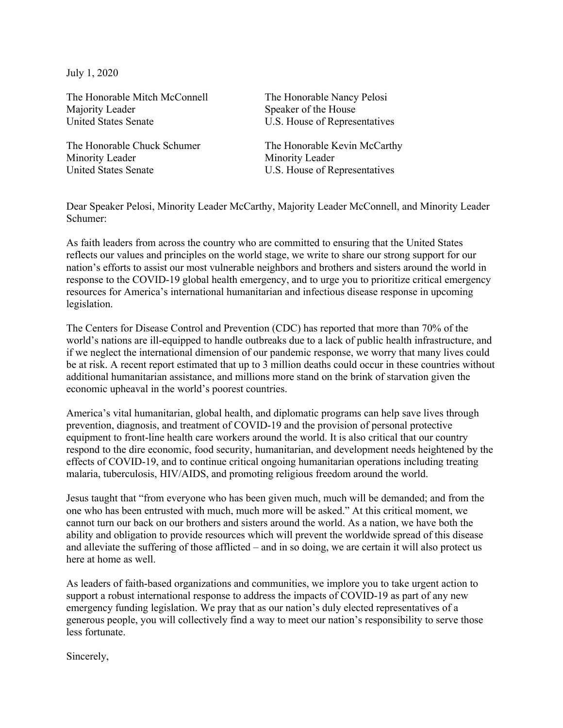July 1, 2020

The Honorable Mitch McConnell
Majority Leader
United States Senate

The Honorable Nancy Pelosi
Speaker of the House
U.S. House of Representatives

The Honorable Chuck Schumer
Minority Leader
United States Senate

The Honorable Kevin McCarthy
Minority Leader
U.S. House of Representatives

Dear Speaker Pelosi, Minority Leader McCarthy, Majority Leader McConnell, and Minority Leader Schumer:

As faith leaders from across the country who are committed to ensuring that the United States reflects our values and principles on the world stage, we write to share our strong support for our nation's efforts to assist our most vulnerable neighbors and brothers and sisters around the world in response to the COVID-19 global health emergency, and to urge you to prioritize critical emergency resources for America's international humanitarian and infectious disease response in upcoming legislation.

The Centers for Disease Control and Prevention (CDC) has reported that more than 70% of the world's nations are ill-equipped to handle outbreaks due to a lack of public health infrastructure, and if we neglect the international dimension of our pandemic response, we worry that many lives could be at risk. A recent report estimated that up to 3 million deaths could occur in these countries without additional humanitarian assistance, and millions more stand on the brink of starvation given the economic upheaval in the world's poorest countries.

America's vital humanitarian, global health, and diplomatic programs can help save lives through prevention, diagnosis, and treatment of COVID-19 and the provision of personal protective equipment to front-line health care workers around the world. It is also critical that our country respond to the dire economic, food security, humanitarian, and development needs heightened by the effects of COVID-19, and to continue critical ongoing humanitarian operations including treating malaria, tuberculosis, HIV/AIDS, and promoting religious freedom around the world.

Jesus taught that "from everyone who has been given much, much will be demanded; and from the one who has been entrusted with much, much more will be asked." At this critical moment, we cannot turn our back on our brothers and sisters around the world. As a nation, we have both the ability and obligation to provide resources which will prevent the worldwide spread of this disease and alleviate the suffering of those afflicted – and in so doing, we are certain it will also protect us here at home as well.

As leaders of faith-based organizations and communities, we implore you to take urgent action to support a robust international response to address the impacts of COVID-19 as part of any new emergency funding legislation. We pray that as our nation's duly elected representatives of a generous people, you will collectively find a way to meet our nation's responsibility to serve those less fortunate.

Sincerely,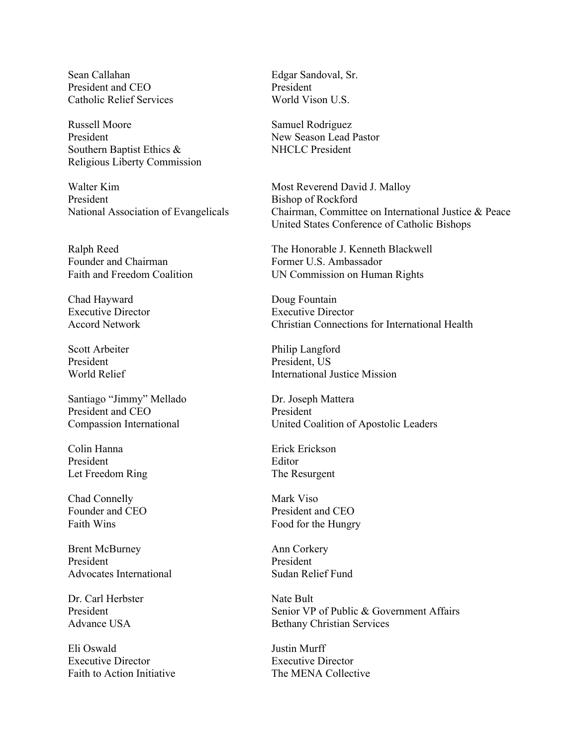Sean Callahan
President and CEO
Catholic Relief Services

Edgar Sandoval, Sr.
President
World Vison U.S.

Russell Moore
President
Southern Baptist Ethics &
Religious Liberty Commission

Samuel Rodriguez
New Season Lead Pastor
NHCLC President

Walter Kim
President
National Association of Evangelicals

Most Reverend David J. Malloy
Bishop of Rockford
Chairman, Committee on International Justice & Peace
United States Conference of Catholic Bishops

Ralph Reed
Founder and Chairman
Faith and Freedom Coalition

The Honorable J. Kenneth Blackwell
Former U.S. Ambassador
UN Commission on Human Rights

Chad Hayward
Executive Director
Accord Network

Doug Fountain
Executive Director
Christian Connections for International Health

Scott Arbeiter
President
World Relief

Philip Langford
President, US
International Justice Mission

Santiago "Jimmy" Mellado
President and CEO
Compassion International

Dr. Joseph Mattera
President
United Coalition of Apostolic Leaders

Colin Hanna
President
Let Freedom Ring

Erick Erickson
Editor
The Resurgent

Chad Connelly
Founder and CEO
Faith Wins

Mark Viso
President and CEO
Food for the Hungry

Brent McBurney
President
Advocates International

Ann Corkery
President
Sudan Relief Fund

Dr. Carl Herbster
President
Advance USA

Nate Bult
Senior VP of Public & Government Affairs
Bethany Christian Services

Eli Oswald
Executive Director
Faith to Action Initiative

Justin Murff
Executive Director
The MENA Collective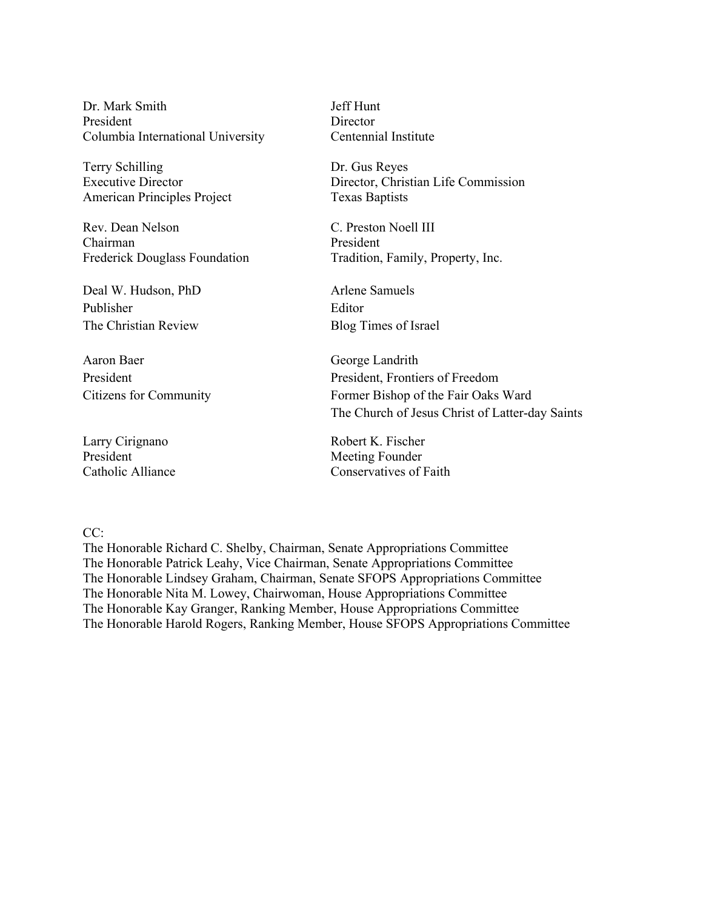Dr. Mark Smith
President
Columbia International University

Jeff Hunt
Director
Centennial Institute

Terry Schilling
Executive Director
American Principles Project

Dr. Gus Reyes
Director, Christian Life Commission
Texas Baptists

Rev. Dean Nelson
Chairman
Frederick Douglass Foundation

C. Preston Noell III
President
Tradition, Family, Property, Inc.

Deal W. Hudson, PhD
Publisher
The Christian Review

Arlene Samuels
Editor
Blog Times of Israel

Aaron Baer
President
Citizens for Community

George Landrith
President, Frontiers of Freedom
Former Bishop of the Fair Oaks Ward
The Church of Jesus Christ of Latter-day Saints

Larry Cirignano
President
Catholic Alliance

Robert K. Fischer
Meeting Founder
Conservatives of Faith

CC:
The Honorable Richard C. Shelby, Chairman, Senate Appropriations Committee
The Honorable Patrick Leahy, Vice Chairman, Senate Appropriations Committee
The Honorable Lindsey Graham, Chairman, Senate SFOPS Appropriations Committee
The Honorable Nita M. Lowey, Chairwoman, House Appropriations Committee
The Honorable Kay Granger, Ranking Member, House Appropriations Committee
The Honorable Harold Rogers, Ranking Member, House SFOPS Appropriations Committee